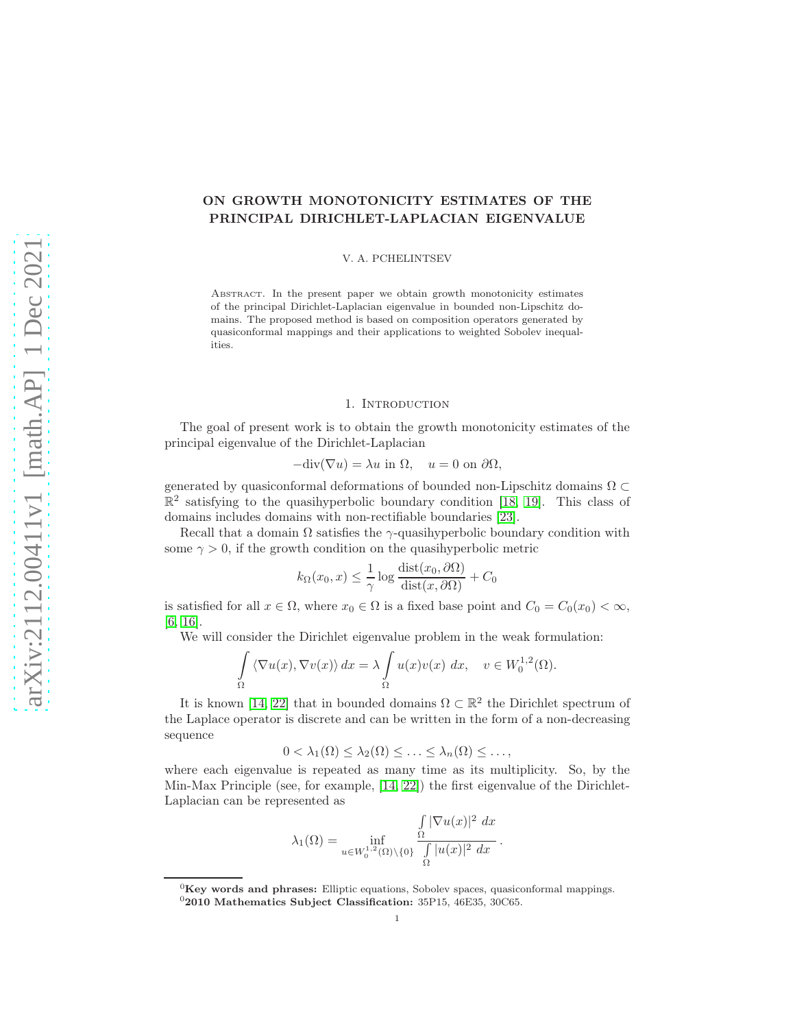# ON GROWTH MONOTONICITY ESTIMATES OF THE PRINCIPAL DIRICHLET-LAPLACIAN EIGENVALUE

V. A. PCHELINTSEV

Abstract. In the present paper we obtain growth monotonicity estimates of the principal Dirichlet-Laplacian eigenvalue in bounded non-Lipschitz domains. The proposed method is based on composition operators generated by quasiconformal mappings and their applications to weighted Sobolev inequalities.

## 1. Introduction

The goal of present work is to obtain the growth monotonicity estimates of the principal eigenvalue of the Dirichlet-Laplacian

$$-\text{div}(\nabla u) = \lambda u \text{ in } \Omega, \quad u = 0 \text{ on } \partial\Omega,$$

generated by quasiconformal deformations of bounded non-Lipschitz domains $\Omega \subset \mathbb{R}^2$ satisfying to the quasihyperbolic boundary condition [18, 19]. This class of domains includes domains with non-rectifiable boundaries [23].

Recall that a domain $\Omega$ satisfies the $\gamma$-quasihyperbolic boundary condition with some $\gamma > 0$, if the growth condition on the quasihyperbolic metric

$$k_{\Omega}(x_0, x) \leq \frac{1}{\gamma} \log \frac{\text{dist}(x_0, \partial\Omega)}{\text{dist}(x, \partial\Omega)} + C_0$$

is satisfied for all $x \in \Omega$, where $x_0 \in \Omega$ is a fixed base point and $C_0 = C_0(x_0) < \infty$, [6, 16].

We will consider the Dirichlet eigenvalue problem in the weak formulation:

$$\int\limits_{\Omega} \langle \nabla u(x), \nabla v(x) \rangle \, dx = \lambda \int\limits_{\Omega} u(x) v(x) \, dx, \quad v \in W_0^{1,2}(\Omega).$$

It is known [14, 22] that in bounded domains $\Omega \subset \mathbb{R}^2$ the Dirichlet spectrum of the Laplace operator is discrete and can be written in the form of a non-decreasing sequence

$$0 < \lambda_1(\Omega) \leq \lambda_2(\Omega) \leq \ldots \leq \lambda_n(\Omega) \leq \ldots,$$

where each eigenvalue is repeated as many time as its multiplicity. So, by the Min-Max Principle (see, for example, [14, 22]) the first eigenvalue of the Dirichlet-Laplacian can be represented as

$$\lambda_1(\Omega) = \inf_{u \in W_0^{1,2}(\Omega) \setminus \{0\}} \frac{\int\limits_{\Omega} |\nabla u(x)|^2 \, dx}{\int\limits_{\Omega} |u(x)|^2 \, dx}.$$

[0] **Key words and phrases:** Elliptic equations, Sobolev spaces, quasiconformal mappings.

[0] **2010 Mathematics Subject Classification:** 35P15, 46E35, 30C65.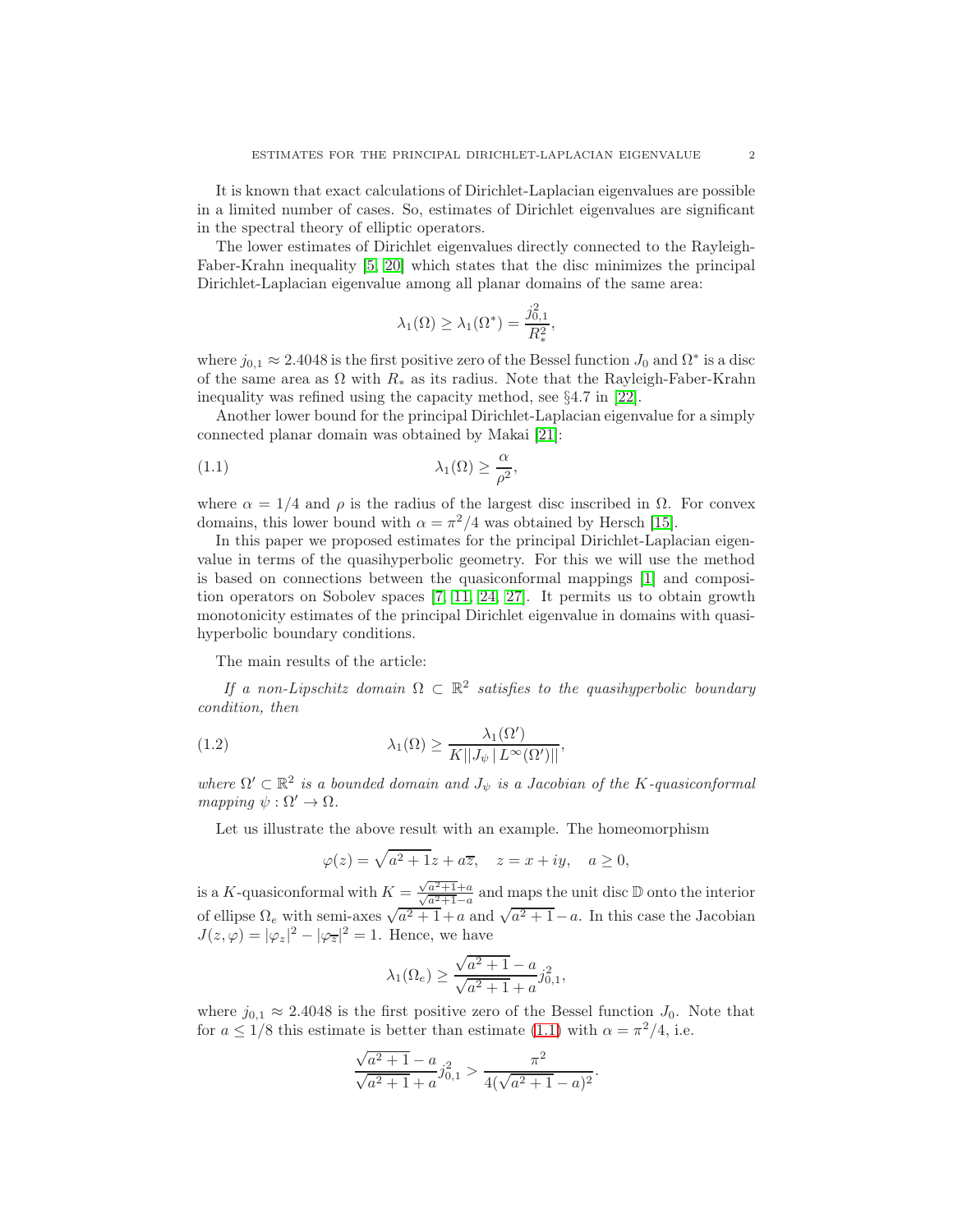It is known that exact calculations of Dirichlet-Laplacian eigenvalues are possible in a limited number of cases. So, estimates of Dirichlet eigenvalues are significant in the spectral theory of elliptic operators.

The lower estimates of Dirichlet eigenvalues directly connected to the Rayleigh-Faber-Krahn inequality [5, 20] which states that the disc minimizes the principal Dirichlet-Laplacian eigenvalue among all planar domains of the same area:

$$\lambda_1(\Omega) \geq \lambda_1(\Omega^*) = \frac{j_{0,1}^2}{R_*^2},$$

where $j_{0,1} \approx 2.4048$ is the first positive zero of the Bessel function $J_0$ and $\Omega^*$ is a disc of the same area as $\Omega$ with $R_*$ as its radius. Note that the Rayleigh-Faber-Krahn inequality was refined using the capacity method, see §4.7 in [22].

Another lower bound for the principal Dirichlet-Laplacian eigenvalue for a simply connected planar domain was obtained by Makai [21]:

$$\lambda_1(\Omega) \geq \frac{\alpha}{\rho^2}, \tag{1.1}$$

where $\alpha = 1/4$ and $\rho$ is the radius of the largest disc inscribed in $\Omega$. For convex domains, this lower bound with $\alpha = \pi^2/4$ was obtained by Hersch [15].

In this paper we proposed estimates for the principal Dirichlet-Laplacian eigenvalue in terms of the quasihyperbolic geometry. For this we will use the method is based on connections between the quasiconformal mappings [1] and composition operators on Sobolev spaces [7, 11, 24, 27]. It permits us to obtain growth monotonicity estimates of the principal Dirichlet eigenvalue in domains with quasihyperbolic boundary conditions.

The main results of the article:

*If a non-Lipschitz domain $\Omega \subset \mathbb{R}^2$ satisfies to the quasihyperbolic boundary condition, then*

$$\lambda_1(\Omega) \geq \frac{\lambda_1(\Omega')}{K||J_\psi \mid L^\infty(\Omega')||}, \tag{1.2}$$

*where $\Omega' \subset \mathbb{R}^2$ is a bounded domain and $J_\psi$ is a Jacobian of the $K$-quasiconformal mapping $\psi : \Omega' \to \Omega$.*

Let us illustrate the above result with an example. The homeomorphism

$$\varphi(z) = \sqrt{a^2+1}z + a\overline{z}, \quad z = x + iy, \quad a \geq 0,$$

is a $K$-quasiconformal with $K = \frac{\sqrt{a^2+1}+a}{\sqrt{a^2+1}-a}$ and maps the unit disc $\mathbb{D}$ onto the interior of ellipse $\Omega_e$ with semi-axes $\sqrt{a^2+1}+a$ and $\sqrt{a^2+1}-a$. In this case the Jacobian $J(z,\varphi) = |\varphi_z|^2 - |\varphi_{\overline{z}}|^2 = 1$. Hence, we have

$$\lambda_1(\Omega_e) \geq \frac{\sqrt{a^2+1}-a}{\sqrt{a^2+1}+a} j_{0,1}^2,$$

where $j_{0,1} \approx 2.4048$ is the first positive zero of the Bessel function $J_0$. Note that for $a \leq 1/8$ this estimate is better than estimate (1.1) with $\alpha = \pi^2/4$, i.e.

$$\frac{\sqrt{a^2+1}-a}{\sqrt{a^2+1}+a} j_{0,1}^2 > \frac{\pi^2}{4(\sqrt{a^2+1}-a)^2}.$$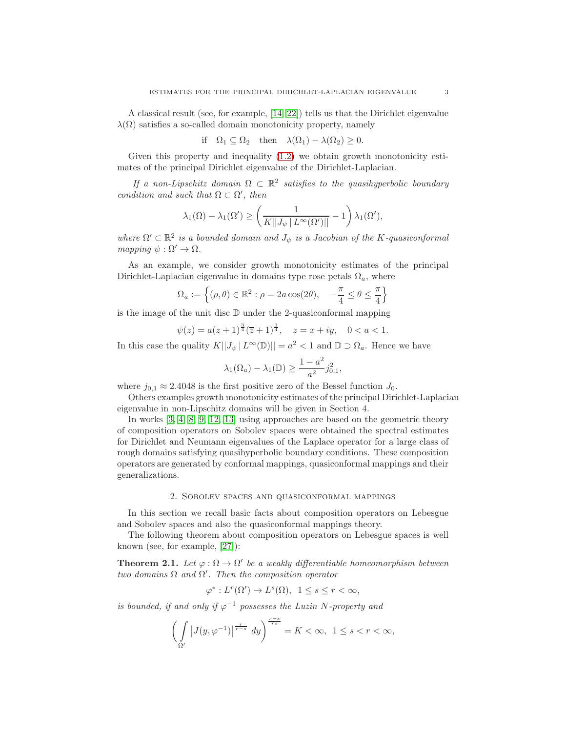A classical result (see, for example, [14, 22]) tells us that the Dirichlet eigenvalue $\lambda(\Omega)$ satisfies a so-called domain monotonicity property, namely

$$\text{if} \quad \Omega_1 \subseteq \Omega_2 \quad \text{then} \quad \lambda(\Omega_1) - \lambda(\Omega_2) \geq 0.$$

Given this property and inequality (1.2) we obtain growth monotonicity estimates of the principal Dirichlet eigenvalue of the Dirichlet-Laplacian.

*If a non-Lipschitz domain $\Omega \subset \mathbb{R}^2$ satisfies to the quasihyperbolic boundary condition and such that $\Omega \subset \Omega'$, then*

$$\lambda_1(\Omega) - \lambda_1(\Omega') \geq \left( \frac{1}{K||J_\psi \,|\, L^\infty(\Omega')||} - 1 \right) \lambda_1(\Omega'),$$

*where $\Omega' \subset \mathbb{R}^2$ is a bounded domain and $J_\psi$ is a Jacobian of the $K$-quasiconformal mapping $\psi : \Omega' \to \Omega$.*

As an example, we consider growth monotonicity estimates of the principal Dirichlet-Laplacian eigenvalue in domains type rose petals $\Omega_a$, where

$$\Omega_a := \left\{ (\rho, \theta) \in \mathbb{R}^2 : \rho = 2a \cos(2\theta), \quad -\frac{\pi}{4} \leq \theta \leq \frac{\pi}{4} \right\}$$

is the image of the unit disc $\mathbb{D}$ under the 2-quasiconformal mapping

$$\psi(z) = a(z+1)^{\frac{3}{4}} (\overline{z}+1)^{\frac{1}{4}}, \quad z = x+iy, \quad 0 < a < 1.$$

In this case the quality $K||J_\psi \,|\, L^\infty(\mathbb{D})|| = a^2 < 1$ and $\mathbb{D} \supset \Omega_a$. Hence we have

$$\lambda_1(\Omega_a) - \lambda_1(\mathbb{D}) \geq \frac{1-a^2}{a^2} j_{0,1}^2,$$

where $j_{0,1} \approx 2.4048$ is the first positive zero of the Bessel function $J_0$.

Others examples growth monotonicity estimates of the principal Dirichlet-Laplacian eigenvalue in non-Lipschitz domains will be given in Section 4.

In works [3, 4, 8, 9, 12, 13] using approaches are based on the geometric theory of composition operators on Sobolev spaces were obtained the spectral estimates for Dirichlet and Neumann eigenvalues of the Laplace operator for a large class of rough domains satisfying quasihyperbolic boundary conditions. These composition operators are generated by conformal mappings, quasiconformal mappings and their generalizations.

## 2. Sobolev spaces and quasiconformal mappings

In this section we recall basic facts about composition operators on Lebesgue and Sobolev spaces and also the quasiconformal mappings theory.

The following theorem about composition operators on Lebesgue spaces is well known (see, for example, [27]):

**Theorem 2.1.** *Let $\varphi : \Omega \to \Omega'$ be a weakly differentiable homeomorphism between two domains $\Omega$ and $\Omega'$. Then the composition operator*

$$\varphi^* : L^r(\Omega') \to L^s(\Omega), \;\; 1 \leq s \leq r < \infty,$$

*is bounded, if and only if $\varphi^{-1}$ possesses the Luzin $N$-property and*

$$\left( \int\limits_{\Omega'} \left| J(y, \varphi^{-1}) \right|^{\frac{r}{r-s}} \, dy \right)^{\frac{r-s}{rs}} = K < \infty, \;\; 1 \leq s < r < \infty,$$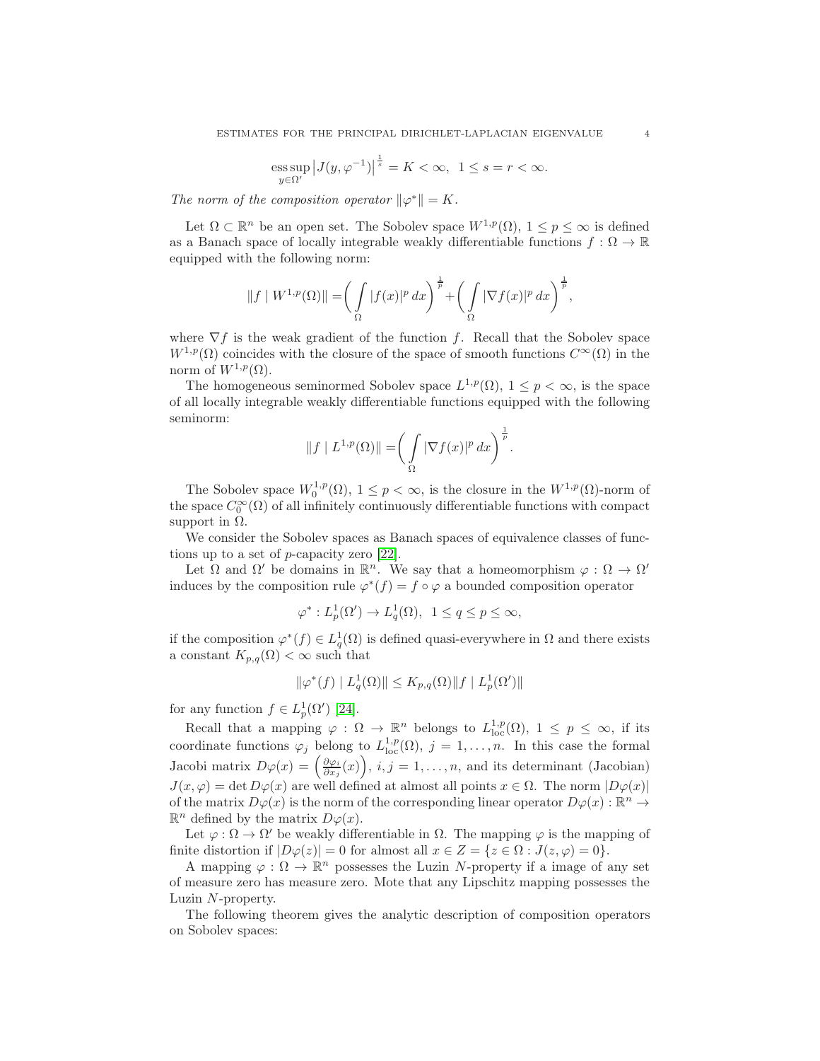$$\operatorname*{ess\,sup}_{y\in\Omega'} \left|J(y,\varphi^{-1})\right|^{\frac{1}{s}} = K < \infty,\ \ 1 \leq s = r < \infty.$$

*The norm of the composition operator* $\|\varphi^*\| = K$.

Let $\Omega \subset \mathbb{R}^n$ be an open set. The Sobolev space $W^{1,p}(\Omega)$, $1 \leq p \leq \infty$ is defined as a Banach space of locally integrable weakly differentiable functions $f : \Omega \to \mathbb{R}$ equipped with the following norm:

$$\|f \mid W^{1,p}(\Omega)\| = \biggl(\int\limits_{\Omega} |f(x)|^p \, dx\biggr)^{\frac{1}{p}} + \biggl(\int\limits_{\Omega} |\nabla f(x)|^p \, dx\biggr)^{\frac{1}{p}},$$

where $\nabla f$ is the weak gradient of the function $f$. Recall that the Sobolev space $W^{1,p}(\Omega)$ coincides with the closure of the space of smooth functions $C^\infty(\Omega)$ in the norm of $W^{1,p}(\Omega)$.

The homogeneous seminormed Sobolev space $L^{1,p}(\Omega)$, $1 \leq p < \infty$, is the space of all locally integrable weakly differentiable functions equipped with the following seminorm:

$$\|f \mid L^{1,p}(\Omega)\| = \biggl(\int\limits_{\Omega} |\nabla f(x)|^p \, dx\biggr)^{\frac{1}{p}}.$$

The Sobolev space $W^{1,p}_0(\Omega)$, $1 \leq p < \infty$, is the closure in the $W^{1,p}(\Omega)$-norm of the space $C_0^\infty(\Omega)$ of all infinitely continuously differentiable functions with compact support in $\Omega$.

We consider the Sobolev spaces as Banach spaces of equivalence classes of functions up to a set of $p$-capacity zero [22].

Let $\Omega$ and $\Omega'$ be domains in $\mathbb{R}^n$. We say that a homeomorphism $\varphi : \Omega \to \Omega'$ induces by the composition rule $\varphi^*(f) = f \circ \varphi$ a bounded composition operator

$$\varphi^* : L^1_p(\Omega') \to L^1_q(\Omega),\ \ 1 \leq q \leq p \leq \infty,$$

if the composition $\varphi^*(f) \in L^1_q(\Omega)$ is defined quasi-everywhere in $\Omega$ and there exists a constant $K_{p,q}(\Omega) < \infty$ such that

$$\|\varphi^*(f) \mid L^1_q(\Omega)\| \leq K_{p,q}(\Omega) \|f \mid L^1_p(\Omega')\|$$

for any function $f \in L^1_p(\Omega')$ [24].

Recall that a mapping $\varphi : \Omega \to \mathbb{R}^n$ belongs to $L^{1,p}_{\mathrm{loc}}(\Omega)$, $1 \leq p \leq \infty$, if its coordinate functions $\varphi_j$ belong to $L^{1,p}_{\mathrm{loc}}(\Omega)$, $j = 1, \ldots, n$. In this case the formal Jacobi matrix $D\varphi(x) = \left(\frac{\partial \varphi_i}{\partial x_j}(x)\right)$, $i, j = 1, \ldots, n$, and its determinant (Jacobian) $J(x, \varphi) = \det D\varphi(x)$ are well defined at almost all points $x \in \Omega$. The norm $|D\varphi(x)|$ of the matrix $D\varphi(x)$ is the norm of the corresponding linear operator $D\varphi(x) : \mathbb{R}^n \to \mathbb{R}^n$ defined by the matrix $D\varphi(x)$.

Let $\varphi : \Omega \to \Omega'$ be weakly differentiable in $\Omega$. The mapping $\varphi$ is the mapping of finite distortion if $|D\varphi(z)| = 0$ for almost all $x \in Z = \{z \in \Omega : J(z, \varphi) = 0\}$.

A mapping $\varphi : \Omega \to \mathbb{R}^n$ possesses the Luzin $N$-property if a image of any set of measure zero has measure zero. Mote that any Lipschitz mapping possesses the Luzin $N$-property.

The following theorem gives the analytic description of composition operators on Sobolev spaces: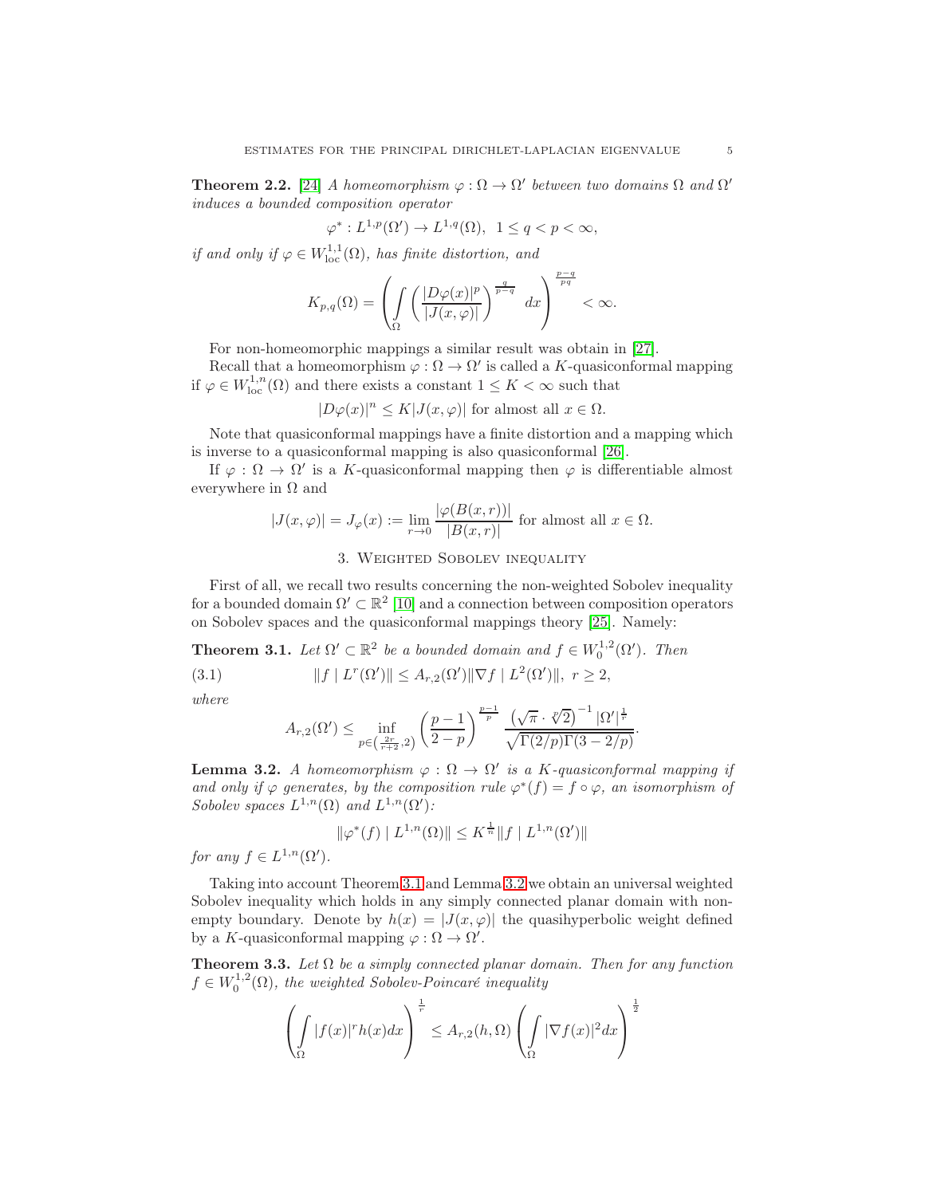**Theorem 2.2.** [24] *A homeomorphism $\varphi : \Omega \to \Omega'$ between two domains $\Omega$ and $\Omega'$ induces a bounded composition operator*

$$\varphi^* : L^{1,p}(\Omega') \to L^{1,q}(\Omega), \;\; 1 \leq q < p < \infty,$$

*if and only if $\varphi \in W^{1,1}_{\mathrm{loc}}(\Omega)$, has finite distortion, and*

$$K_{p,q}(\Omega) = \left( \int\limits_{\Omega} \left( \frac{|D\varphi(x)|^p}{|J(x,\varphi)|} \right)^{\frac{q}{p-q}} \; dx \right)^{\frac{p-q}{pq}} < \infty.$$

For non-homeomorphic mappings a similar result was obtain in [27].

Recall that a homeomorphism $\varphi : \Omega \to \Omega'$ is called a $K$-quasiconformal mapping if $\varphi \in W^{1,n}_{\mathrm{loc}}(\Omega)$ and there exists a constant $1 \leq K < \infty$ such that

$$|D\varphi(x)|^n \leq K|J(x,\varphi)| \text{ for almost all } x \in \Omega.$$

Note that quasiconformal mappings have a finite distortion and a mapping which is inverse to a quasiconformal mapping is also quasiconformal [26].

If $\varphi : \Omega \to \Omega'$ is a $K$-quasiconformal mapping then $\varphi$ is differentiable almost everywhere in $\Omega$ and

$$|J(x,\varphi)| = J_{\varphi}(x) := \lim_{r \to 0} \frac{|\varphi(B(x,r))|}{|B(x,r)|} \text{ for almost all } x \in \Omega.$$

## 3. Weighted Sobolev inequality

First of all, we recall two results concerning the non-weighted Sobolev inequality for a bounded domain $\Omega' \subset \mathbb{R}^2$ [10] and a connection between composition operators on Sobolev spaces and the quasiconformal mappings theory [25]. Namely:

**Theorem 3.1.** *Let $\Omega' \subset \mathbb{R}^2$ be a bounded domain and $f \in W^{1,2}_0(\Omega')$. Then*

$$\|f \mid L^r(\Omega')\| \leq A_{r,2}(\Omega') \|\nabla f \mid L^2(\Omega')\|, \; r \geq 2, \tag{3.1}$$

*where*

$$A_{r,2}(\Omega') \leq \inf_{p \in \left(\frac{2r}{r+2}, 2\right)} \left( \frac{p-1}{2-p} \right)^{\frac{p-1}{p}} \frac{\left(\sqrt{\pi} \cdot \sqrt[p]{2}\right)^{-1} |\Omega'|^{\frac{1}{r}}}{\sqrt{\Gamma(2/p)\Gamma(3-2/p)}}.$$

**Lemma 3.2.** *A homeomorphism $\varphi : \Omega \to \Omega'$ is a $K$-quasiconformal mapping if and only if $\varphi$ generates, by the composition rule $\varphi^*(f) = f \circ \varphi$, an isomorphism of Sobolev spaces $L^{1,n}(\Omega)$ and $L^{1,n}(\Omega')$:*

$$\|\varphi^*(f) \mid L^{1,n}(\Omega)\| \leq K^{\frac{1}{n}} \|f \mid L^{1,n}(\Omega')\|$$

*for any $f \in L^{1,n}(\Omega')$.*

Taking into account Theorem 3.1 and Lemma 3.2 we obtain an universal weighted Sobolev inequality which holds in any simply connected planar domain with nonempty boundary. Denote by $h(x) = |J(x,\varphi)|$ the quasihyperbolic weight defined by a $K$-quasiconformal mapping $\varphi : \Omega \to \Omega'$.

**Theorem 3.3.** *Let $\Omega$ be a simply connected planar domain. Then for any function $f \in W^{1,2}_0(\Omega)$, the weighted Sobolev-Poincaré inequality*

$$\left( \int\limits_{\Omega} |f(x)|^r h(x) dx \right)^{\frac{1}{r}} \leq A_{r,2}(h,\Omega) \left( \int\limits_{\Omega} |\nabla f(x)|^2 dx \right)^{\frac{1}{2}}$$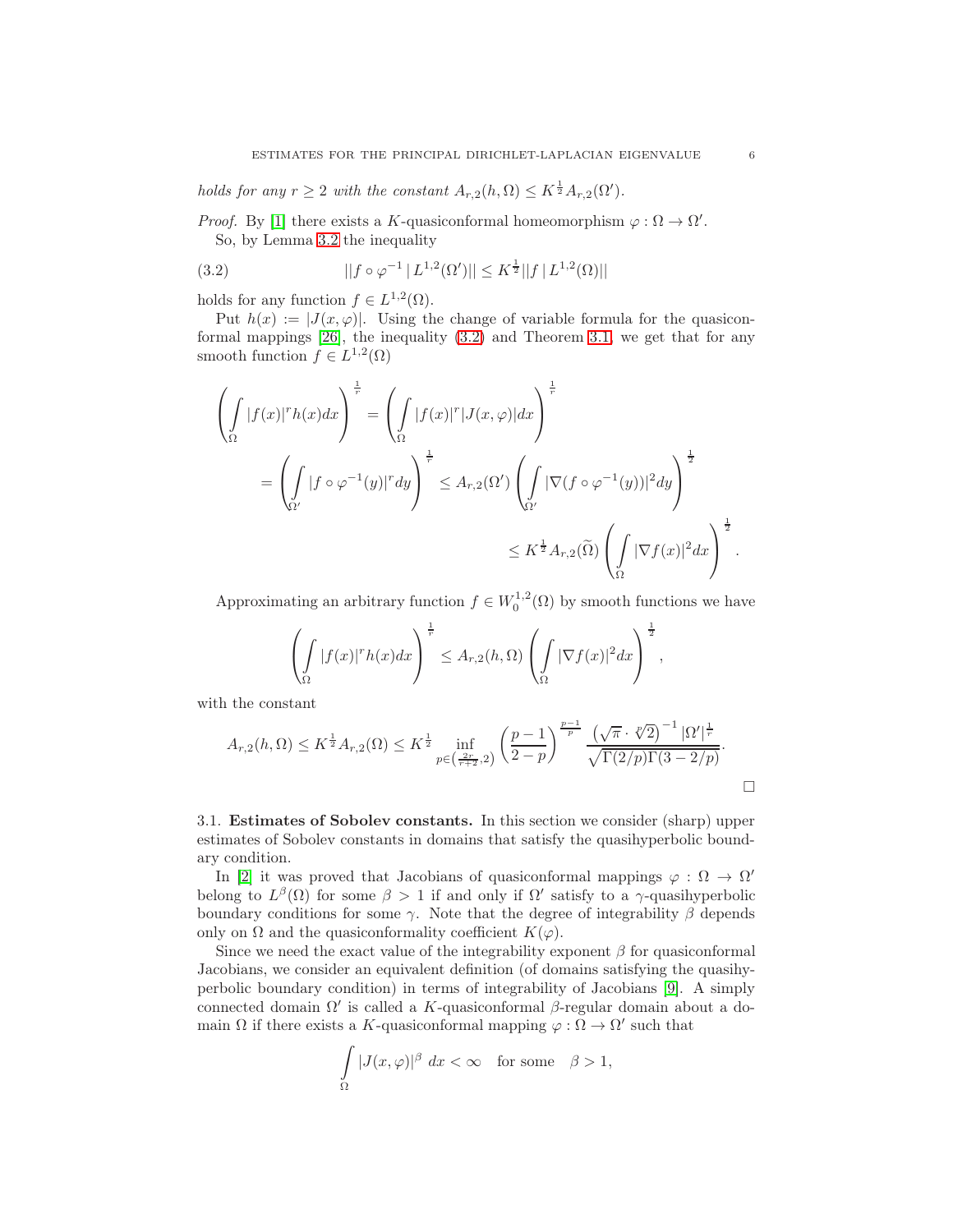*holds for any $r \geq 2$ with the constant $A_{r,2}(h,\Omega) \leq K^{\frac{1}{2}} A_{r,2}(\Omega')$.*

*Proof.* By [1] there exists a $K$-quasiconformal homeomorphism $\varphi : \Omega \to \Omega'$.

So, by Lemma 3.2 the inequality

$$
||f \circ \varphi^{-1} \mid L^{1,2}(\Omega')|| \leq K^{\frac{1}{2}} ||f \mid L^{1,2}(\Omega)|| \tag{3.2}
$$

holds for any function $f \in L^{1,2}(\Omega)$.

Put $h(x) := |J(x,\varphi)|$. Using the change of variable formula for the quasiconformal mappings [26], the inequality (3.2) and Theorem 3.1, we get that for any smooth function $f \in L^{1,2}(\Omega)$

$$
\left( \int\limits_{\Omega} |f(x)|^r h(x) dx \right)^{\frac{1}{r}} = \left( \int\limits_{\Omega} |f(x)|^r |J(x,\varphi)| dx \right)^{\frac{1}{r}}
$$

$$
= \left( \int\limits_{\Omega'} |f \circ \varphi^{-1}(y)|^r dy \right)^{\frac{1}{r}} \leq A_{r,2}(\Omega') \left( \int\limits_{\Omega'} |\nabla (f \circ \varphi^{-1}(y))|^2 dy \right)^{\frac{1}{2}}
$$

$$
\leq K^{\frac{1}{2}} A_{r,2}(\widetilde{\Omega}) \left( \int\limits_{\Omega} |\nabla f(x)|^2 dx \right)^{\frac{1}{2}}.
$$

Approximating an arbitrary function $f \in W_0^{1,2}(\Omega)$ by smooth functions we have

$$
\left( \int\limits_{\Omega} |f(x)|^r h(x) dx \right)^{\frac{1}{r}} \leq A_{r,2}(h,\Omega) \left( \int\limits_{\Omega} |\nabla f(x)|^2 dx \right)^{\frac{1}{2}},
$$

with the constant

$$
A_{r,2}(h,\Omega) \leq K^{\frac{1}{2}} A_{r,2}(\Omega) \leq K^{\frac{1}{2}} \inf_{p \in \left(\frac{2r}{r+2}, 2\right)} \left( \frac{p-1}{2-p} \right)^{\frac{p-1}{p}} \frac{\left(\sqrt{\pi} \cdot \sqrt[p]{2}\right)^{-1} |\Omega'|^{\frac{1}{r}}}{\sqrt{\Gamma(2/p)\Gamma(3-2/p)}}.
$$

□

3.1. **Estimates of Sobolev constants.** In this section we consider (sharp) upper estimates of Sobolev constants in domains that satisfy the quasihyperbolic boundary condition.

In [2] it was proved that Jacobians of quasiconformal mappings $\varphi : \Omega \to \Omega'$ belong to $L^{\beta}(\Omega)$ for some $\beta > 1$ if and only if $\Omega'$ satisfy to a $\gamma$-quasihyperbolic boundary conditions for some $\gamma$. Note that the degree of integrability $\beta$ depends only on $\Omega$ and the quasiconformality coefficient $K(\varphi)$.

Since we need the exact value of the integrability exponent $\beta$ for quasiconformal Jacobians, we consider an equivalent definition (of domains satisfying the quasihyperbolic boundary condition) in terms of integrability of Jacobians [9]. A simply connected domain $\Omega'$ is called a $K$-quasiconformal $\beta$-regular domain about a domain $\Omega$ if there exists a $K$-quasiconformal mapping $\varphi : \Omega \to \Omega'$ such that

$$
\int\limits_{\Omega} |J(x,\varphi)|^{\beta} \, dx < \infty \quad \text{for some} \quad \beta > 1,
$$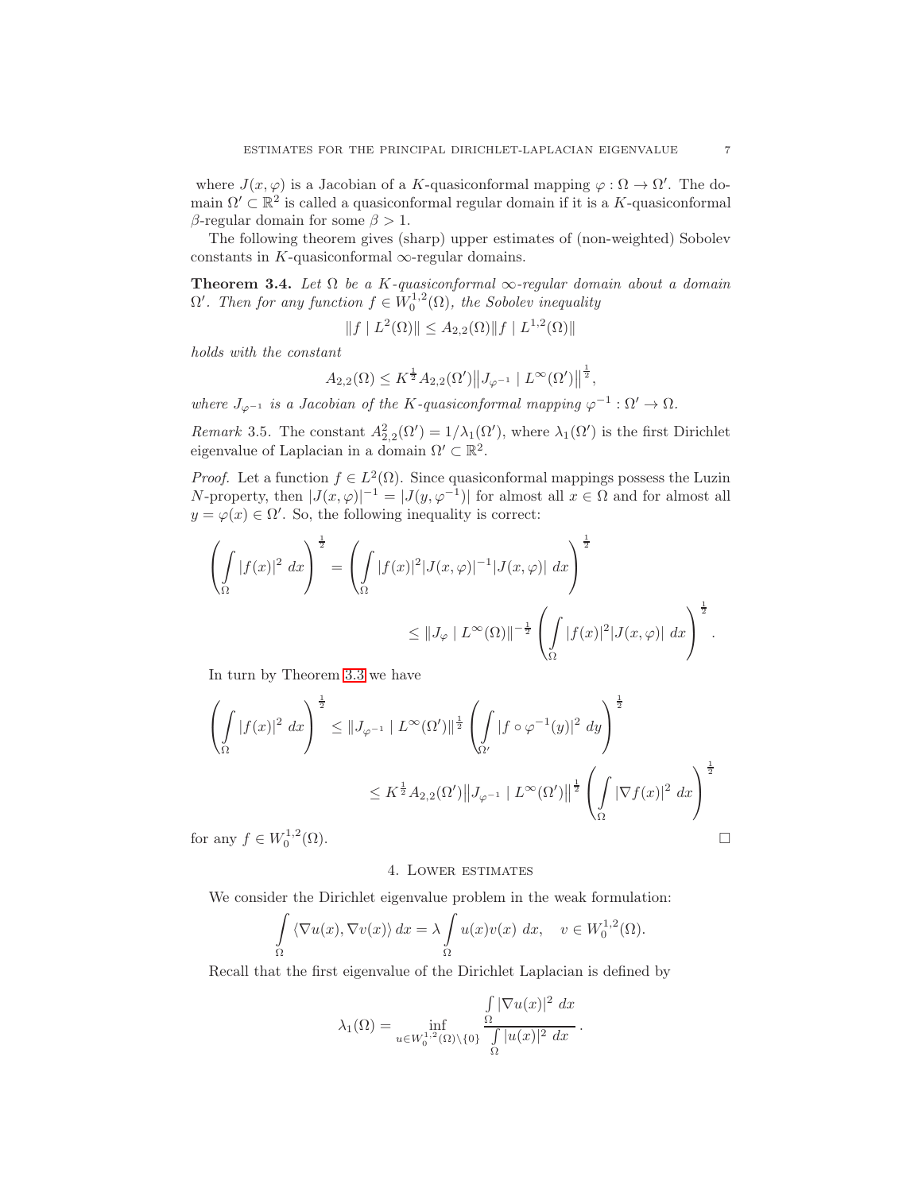where $J(x, \varphi)$ is a Jacobian of a $K$-quasiconformal mapping $\varphi : \Omega \to \Omega'$. The domain $\Omega' \subset \mathbb{R}^2$ is called a quasiconformal regular domain if it is a $K$-quasiconformal $\beta$-regular domain for some $\beta > 1$.

The following theorem gives (sharp) upper estimates of (non-weighted) Sobolev constants in $K$-quasiconformal $\infty$-regular domains.

**Theorem 3.4.** *Let $\Omega$ be a $K$-quasiconformal $\infty$-regular domain about a domain $\Omega'$. Then for any function $f \in W_0^{1,2}(\Omega)$, the Sobolev inequality*

$$\|f \mid L^2(\Omega)\| \leq A_{2,2}(\Omega) \|f \mid L^{1,2}(\Omega)\|$$

*holds with the constant*

$$A_{2,2}(\Omega) \leq K^{\frac{1}{2}} A_{2,2}(\Omega') \big\|J_{\varphi^{-1}} \mid L^{\infty}(\Omega')\big\|^{\frac{1}{2}},$$

*where $J_{\varphi^{-1}}$ is a Jacobian of the $K$-quasiconformal mapping $\varphi^{-1} : \Omega' \to \Omega$.*

*Remark* 3.5. The constant $A_{2,2}^2(\Omega') = 1/\lambda_1(\Omega')$, where $\lambda_1(\Omega')$ is the first Dirichlet eigenvalue of Laplacian in a domain $\Omega' \subset \mathbb{R}^2$.

*Proof.* Let a function $f \in L^2(\Omega)$. Since quasiconformal mappings possess the Luzin $N$-property, then $|J(x, \varphi)|^{-1} = |J(y, \varphi^{-1})|$ for almost all $x \in \Omega$ and for almost all $y = \varphi(x) \in \Omega'$. So, the following inequality is correct:

$$\left(\int\limits_{\Omega} |f(x)|^2 \, dx\right)^{\frac{1}{2}} = \left(\int\limits_{\Omega} |f(x)|^2 |J(x, \varphi)|^{-1} |J(x, \varphi)| \, dx\right)^{\frac{1}{2}}$$
$$\leq \|J_{\varphi} \mid L^{\infty}(\Omega)\|^{-\frac{1}{2}} \left(\int\limits_{\Omega} |f(x)|^2 |J(x, \varphi)| \, dx\right)^{\frac{1}{2}}.$$

In turn by Theorem 3.3 we have

$$\left(\int\limits_{\Omega} |f(x)|^2 \, dx\right)^{\frac{1}{2}} \leq \|J_{\varphi^{-1}} \mid L^{\infty}(\Omega')\|^{\frac{1}{2}} \left(\int\limits_{\Omega'} |f \circ \varphi^{-1}(y)|^2 \, dy\right)^{\frac{1}{2}}$$
$$\leq K^{\frac{1}{2}} A_{2,2}(\Omega') \big\|J_{\varphi^{-1}} \mid L^{\infty}(\Omega')\big\|^{\frac{1}{2}} \left(\int\limits_{\Omega} |\nabla f(x)|^2 \, dx\right)^{\frac{1}{2}}$$

for any $f \in W_0^{1,2}(\Omega)$. $\square$

## 4. Lower estimates

We consider the Dirichlet eigenvalue problem in the weak formulation:

$$\int\limits_{\Omega} \langle \nabla u(x), \nabla v(x) \rangle \, dx = \lambda \int\limits_{\Omega} u(x) v(x) \, dx, \quad v \in W_0^{1,2}(\Omega).$$

Recall that the first eigenvalue of the Dirichlet Laplacian is defined by

$$\lambda_1(\Omega) = \inf_{u \in W_0^{1,2}(\Omega) \setminus \{0\}} \frac{\int\limits_{\Omega} |\nabla u(x)|^2 \, dx}{\int\limits_{\Omega} |u(x)|^2 \, dx}.$$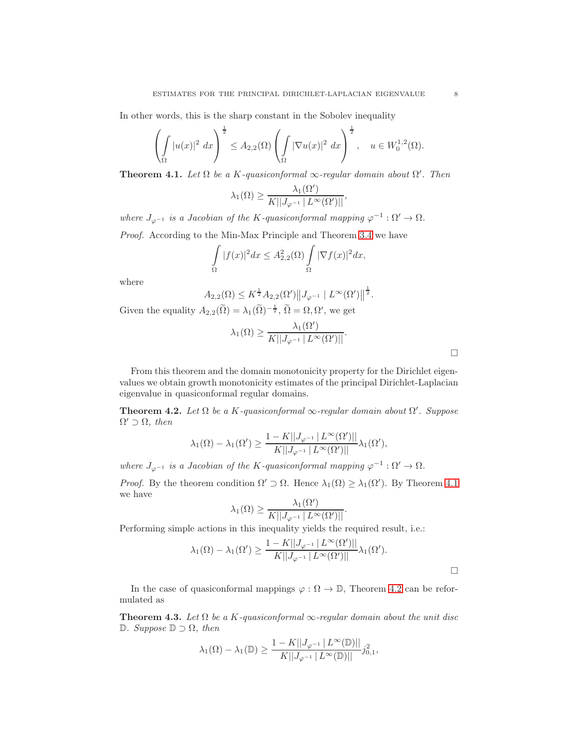In other words, this is the sharp constant in the Sobolev inequality

$$\left(\int\limits_{\Omega} |u(x)|^2 \ dx\right)^{\frac{1}{2}} \leq A_{2,2}(\Omega) \left(\int\limits_{\Omega} |\nabla u(x)|^2 \ dx\right)^{\frac{1}{2}}, \quad u \in W_0^{1,2}(\Omega).$$

**Theorem 4.1.** *Let $\Omega$ be a $K$-quasiconformal $\infty$-regular domain about $\Omega'$. Then*

$$\lambda_1(\Omega) \geq \frac{\lambda_1(\Omega')}{K||J_{\varphi^{-1}} \,|\, L^{\infty}(\Omega')||},$$

*where $J_{\varphi^{-1}}$ is a Jacobian of the $K$-quasiconformal mapping $\varphi^{-1} : \Omega' \to \Omega$.*

*Proof.* According to the Min-Max Principle and Theorem 3.4 we have

$$\int\limits_{\Omega} |f(x)|^2 dx \leq A_{2,2}^2(\Omega) \int\limits_{\Omega} |\nabla f(x)|^2 dx,$$

where

$$A_{2,2}(\Omega) \leq K^{\frac{1}{2}} A_{2,2}(\Omega') \big\| J_{\varphi^{-1}} \mid L^{\infty}(\Omega') \big\|^{\frac{1}{2}}.$$

Given the equality $A_{2,2}(\widetilde{\Omega}) = \lambda_1(\widetilde{\Omega})^{-\frac{1}{2}}$, $\widetilde{\Omega} = \Omega, \Omega'$, we get

$$\lambda_1(\Omega) \geq \frac{\lambda_1(\Omega')}{K||J_{\varphi^{-1}} \,|\, L^{\infty}(\Omega')||}.$$

□

From this theorem and the domain monotonicity property for the Dirichlet eigenvalues we obtain growth monotonicity estimates of the principal Dirichlet-Laplacian eigenvalue in quasiconformal regular domains.

**Theorem 4.2.** *Let $\Omega$ be a $K$-quasiconformal $\infty$-regular domain about $\Omega'$. Suppose $\Omega' \supset \Omega$, then*

$$\lambda_1(\Omega) - \lambda_1(\Omega') \geq \frac{1 - K||J_{\varphi^{-1}} \,|\, L^{\infty}(\Omega')||}{K||J_{\varphi^{-1}} \,|\, L^{\infty}(\Omega')||} \lambda_1(\Omega'),$$

*where $J_{\varphi^{-1}}$ is a Jacobian of the $K$-quasiconformal mapping $\varphi^{-1} : \Omega' \to \Omega$.*

*Proof.* By the theorem condition $\Omega' \supset \Omega$. Hence $\lambda_1(\Omega) \geq \lambda_1(\Omega')$. By Theorem 4.1 we have

$$\lambda_1(\Omega) \geq \frac{\lambda_1(\Omega')}{K||J_{\varphi^{-1}} \,|\, L^{\infty}(\Omega')||}.$$

Performing simple actions in this inequality yields the required result, i.e.:

$$\lambda_1(\Omega) - \lambda_1(\Omega') \geq \frac{1 - K||J_{\varphi^{-1}} \,|\, L^{\infty}(\Omega')||}{K||J_{\varphi^{-1}} \,|\, L^{\infty}(\Omega')||} \lambda_1(\Omega').$$

□

In the case of quasiconformal mappings $\varphi : \Omega \to \mathbb{D}$, Theorem 4.2 can be reformulated as

**Theorem 4.3.** *Let $\Omega$ be a $K$-quasiconformal $\infty$-regular domain about the unit disc $\mathbb{D}$. Suppose $\mathbb{D} \supset \Omega$, then*

$$\lambda_1(\Omega) - \lambda_1(\mathbb{D}) \geq \frac{1 - K||J_{\varphi^{-1}} \,|\, L^{\infty}(\mathbb{D})||}{K||J_{\varphi^{-1}} \,|\, L^{\infty}(\mathbb{D})||} j_{0,1}^2,$$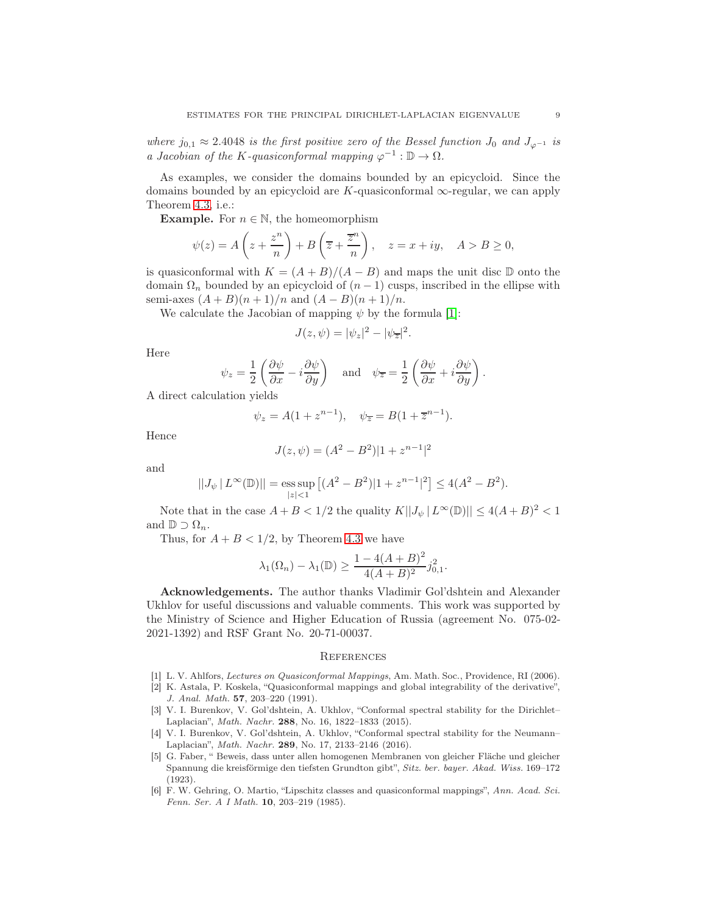*where $j_{0,1} \approx 2.4048$ is the first positive zero of the Bessel function $J_0$ and $J_{\varphi^{-1}}$ is a Jacobian of the $K$-quasiconformal mapping $\varphi^{-1} : \mathbb{D} \to \Omega$.*

As examples, we consider the domains bounded by an epicycloid. Since the domains bounded by an epicycloid are $K$-quasiconformal $\infty$-regular, we can apply Theorem 4.3, i.e.:

**Example.** For $n \in \mathbb{N}$, the homeomorphism

$$\psi(z) = A\left(z + \frac{z^n}{n}\right) + B\left(\overline{z} + \frac{\overline{z}^n}{n}\right), \quad z = x + iy, \quad A > B \geq 0,$$

is quasiconformal with $K = (A+B)/(A-B)$ and maps the unit disc $\mathbb{D}$ onto the domain $\Omega_n$ bounded by an epicycloid of $(n-1)$ cusps, inscribed in the ellipse with semi-axes $(A+B)(n+1)/n$ and $(A-B)(n+1)/n$.

We calculate the Jacobian of mapping $\psi$ by the formula [1]:

$$J(z, \psi) = |\psi_z|^2 - |\psi_{\overline{z}}|^2.$$

Here

$$\psi_z = \frac{1}{2}\left(\frac{\partial \psi}{\partial x} - i\frac{\partial \psi}{\partial y}\right) \quad \text{and} \quad \psi_{\overline{z}} = \frac{1}{2}\left(\frac{\partial \psi}{\partial x} + i\frac{\partial \psi}{\partial y}\right).$$

A direct calculation yields

$$\psi_z = A(1 + z^{n-1}), \quad \psi_{\overline{z}} = B(1 + \overline{z}^{n-1}).$$

Hence

$$J(z, \psi) = (A^2 - B^2)|1 + z^{n-1}|^2$$

and

$$||J_\psi \mid L^\infty(\mathbb{D})|| = \operatorname*{ess\,sup}_{|z|<1} \left[(A^2 - B^2)|1 + z^{n-1}|^2\right] \leq 4(A^2 - B^2).$$

Note that in the case $A + B < 1/2$ the quality $K||J_\psi \mid L^\infty(\mathbb{D})|| \leq 4(A+B)^2 < 1$ and $\mathbb{D} \supset \Omega_n$.

Thus, for $A + B < 1/2$, by Theorem 4.3 we have

$$\lambda_1(\Omega_n) - \lambda_1(\mathbb{D}) \geq \frac{1 - 4(A+B)^2}{4(A+B)^2} j_{0,1}^2.$$

**Acknowledgements.** The author thanks Vladimir Gol'dshtein and Alexander Ukhlov for useful discussions and valuable comments. This work was supported by the Ministry of Science and Higher Education of Russia (agreement No. 075-02-2021-1392) and RSF Grant No. 20-71-00037.

## References

[1] L. V. Ahlfors, *Lectures on Quasiconformal Mappings*, Am. Math. Soc., Providence, RI (2006).

[2] K. Astala, P. Koskela, "Quasiconformal mappings and global integrability of the derivative", *J. Anal. Math.* **57**, 203–220 (1991).

[3] V. I. Burenkov, V. Gol'dshtein, A. Ukhlov, "Conformal spectral stability for the Dirichlet–Laplacian", *Math. Nachr.* **288**, No. 16, 1822–1833 (2015).

[4] V. I. Burenkov, V. Gol'dshtein, A. Ukhlov, "Conformal spectral stability for the Neumann–Laplacian", *Math. Nachr.* **289**, No. 17, 2133–2146 (2016).

[5] G. Faber, " Beweis, dass unter allen homogenen Membranen von gleicher Fläche und gleicher Spannung die kreisförmige den tiefsten Grundton gibt", *Sitz. ber. bayer. Akad. Wiss.* 169–172 (1923).

[6] F. W. Gehring, O. Martio, "Lipschitz classes and quasiconformal mappings", *Ann. Acad. Sci. Fenn. Ser. A I Math.* **10**, 203–219 (1985).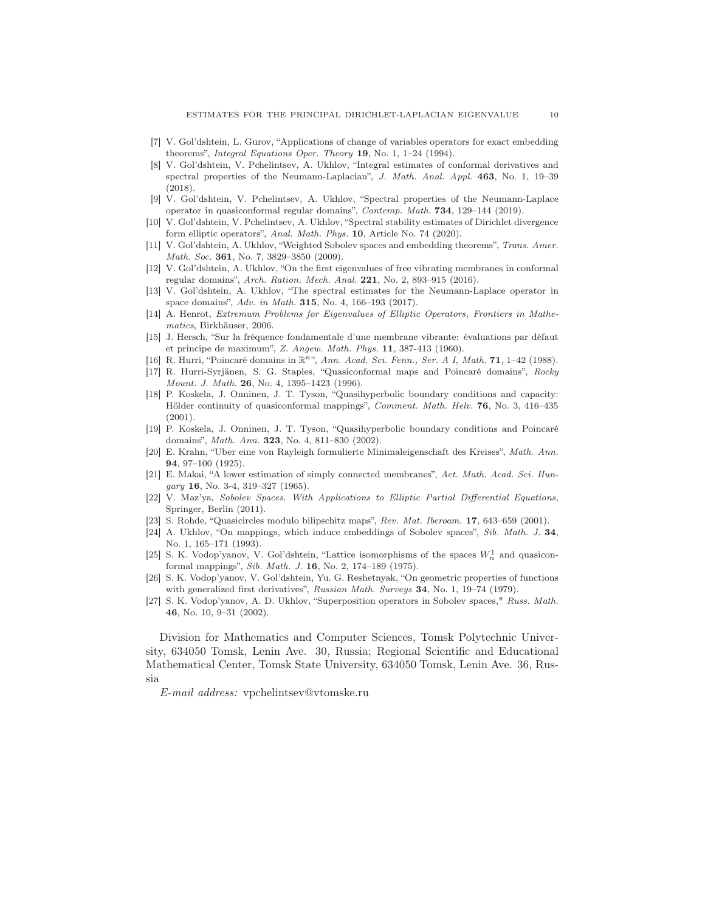[7] V. Gol'dshtein, L. Gurov, "Applications of change of variables operators for exact embedding theorems", *Integral Equations Oper. Theory* **19**, No. 1, 1–24 (1994).

[8] V. Gol'dshtein, V. Pchelintsev, A. Ukhlov, "Integral estimates of conformal derivatives and spectral properties of the Neumann-Laplacian", *J. Math. Anal. Appl.* **463**, No. 1, 19–39 (2018).

[9] V. Gol'dshtein, V. Pchelintsev, A. Ukhlov, "Spectral properties of the Neumann-Laplace operator in quasiconformal regular domains", *Contemp. Math.* **734**, 129–144 (2019).

[10] V. Gol'dshtein, V. Pchelintsev, A. Ukhlov, "Spectral stability estimates of Dirichlet divergence form elliptic operators", *Anal. Math. Phys.* **10**, Article No. 74 (2020).

[11] V. Gol'dshtein, A. Ukhlov, "Weighted Sobolev spaces and embedding theorems", *Trans. Amer. Math. Soc.* **361**, No. 7, 3829–3850 (2009).

[12] V. Gol'dshtein, A. Ukhlov, "On the first eigenvalues of free vibrating membranes in conformal regular domains", *Arch. Ration. Mech. Anal.* **221**, No. 2, 893–915 (2016).

[13] V. Gol'dshtein, A. Ukhlov, "The spectral estimates for the Neumann-Laplace operator in space domains", *Adv. in Math.* **315**, No. 4, 166–193 (2017).

[14] A. Henrot, *Extremum Problems for Eigenvalues of Elliptic Operators, Frontiers in Mathematics*, Birkhäuser, 2006.

[15] J. Hersch, "Sur la fréquence fondamentale d'une membrane vibrante: évaluations par défaut et principe de maximum", *Z. Angew. Math. Phys.* **11**, 387-413 (1960).

[16] R. Hurri, "Poincaré domains in $\mathbb{R}^n$", *Ann. Acad. Sci. Fenn., Ser. A I, Math.* **71**, 1–42 (1988).

[17] R. Hurri-Syrjänen, S. G. Staples, "Quasiconformal maps and Poincaré domains", *Rocky Mount. J. Math.* **26**, No. 4, 1395–1423 (1996).

[18] P. Koskela, J. Onninen, J. T. Tyson, "Quasihyperbolic boundary conditions and capacity: Hölder continuity of quasiconformal mappings", *Comment. Math. Helv.* **76**, No. 3, 416–435 (2001).

[19] P. Koskela, J. Onninen, J. T. Tyson, "Quasihyperbolic boundary conditions and Poincaré domains", *Math. Ann.* **323**, No. 4, 811–830 (2002).

[20] E. Krahn, "Uber eine von Rayleigh formulierte Minimaleigenschaft des Kreises", *Math. Ann.* **94**, 97–100 (1925).

[21] E. Makai, "A lower estimation of simply connected membranes", *Act. Math. Acad. Sci. Hungary* **16**, No. 3-4, 319–327 (1965).

[22] V. Maz'ya, *Sobolev Spaces. With Applications to Elliptic Partial Differential Equations*, Springer, Berlin (2011).

[23] S. Rohde, "Quasicircles modulo bilipschitz maps", *Rev. Mat. Iberoam.* **17**, 643–659 (2001).

[24] A. Ukhlov, "On mappings, which induce embeddings of Sobolev spaces", *Sib. Math. J.* **34**, No. 1, 165–171 (1993).

[25] S. K. Vodop'yanov, V. Gol'dshtein, "Lattice isomorphisms of the spaces $W^1_n$ and quasiconformal mappings", *Sib. Math. J.* **16**, No. 2, 174–189 (1975).

[26] S. K. Vodop'yanov, V. Gol'dshtein, Yu. G. Reshetnyak, "On geometric properties of functions with generalized first derivatives", *Russian Math. Surveys* **34**, No. 1, 19–74 (1979).

[27] S. K. Vodop'yanov, A. D. Ukhlov, "Superposition operators in Sobolev spaces," *Russ. Math.* **46**, No. 10, 9–31 (2002).

Division for Mathematics and Computer Sciences, Tomsk Polytechnic University, 634050 Tomsk, Lenin Ave. 30, Russia; Regional Scientific and Educational Mathematical Center, Tomsk State University, 634050 Tomsk, Lenin Ave. 36, Russia

*E-mail address:* vpchelintsev@vtomske.ru